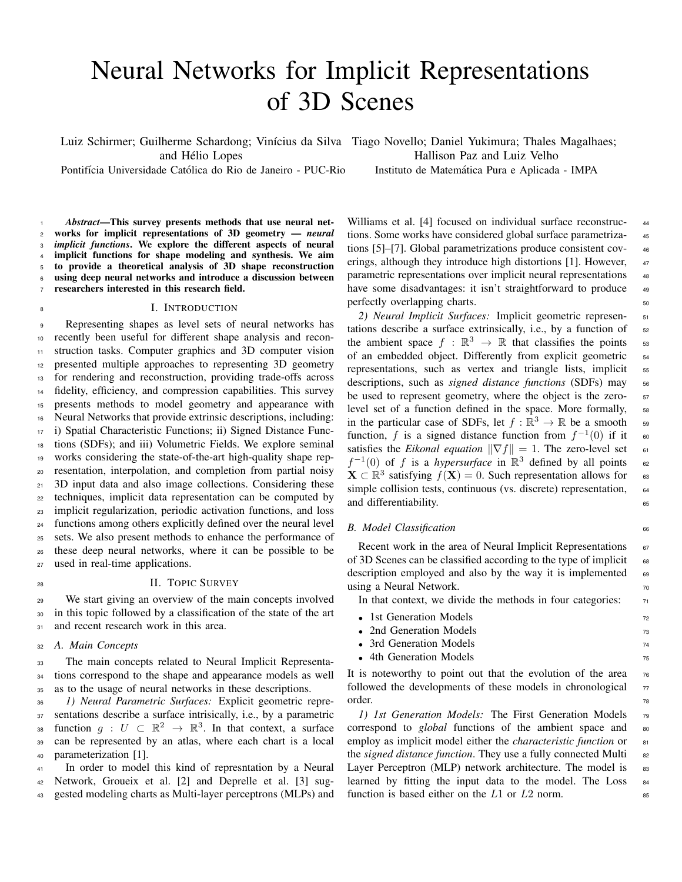# Neural Networks for Implicit Representations of 3D Scenes

Luiz Schirmer; Guilherme Schardong; Vinícius da Silva and Hélio Lopes
Pontifícia Universidade Católica do Rio de Janeiro - PUC-Rio

Tiago Novello; Daniel Yukimura; Thales Magalhaes; Hallison Paz and Luiz Velho
Instituto de Matemática Pura e Aplicada - IMPA

***Abstract*—This survey presents methods that use neural networks for implicit representations of 3D geometry — *neural implicit functions*. We explore the different aspects of neural implicit functions for shape modeling and synthesis. We aim to provide a theoretical analysis of 3D shape reconstruction using deep neural networks and introduce a discussion between researchers interested in this research field.**

## I. Introduction

Representing shapes as level sets of neural networks has recently been useful for different shape analysis and reconstruction tasks. Computer graphics and 3D computer vision presented multiple approaches to representing 3D geometry for rendering and reconstruction, providing trade-offs across fidelity, efficiency, and compression capabilities. This survey presents methods to model geometry and appearance with Neural Networks that provide extrinsic descriptions, including: i) Spatial Characteristic Functions; ii) Signed Distance Functions (SDFs); and iii) Volumetric Fields. We explore seminal works considering the state-of-the-art high-quality shape representation, interpolation, and completion from partial noisy 3D input data and also image collections. Considering these techniques, implicit data representation can be computed by implicit regularization, periodic activation functions, and loss functions among others explicitly defined over the neural level sets. We also present methods to enhance the performance of these deep neural networks, where it can be possible to be used in real-time applications.

## II. Topic Survey

We start giving an overview of the main concepts involved in this topic followed by a classification of the state of the art and recent research work in this area.

### A. Main Concepts

The main concepts related to Neural Implicit Representations correspond to the shape and appearance models as well as to the usage of neural networks in these descriptions.

*1) Neural Parametric Surfaces:* Explicit geometric representations describe a surface intrisically, i.e., by a parametric function $g : U \subset \mathbb{R}^2 \rightarrow \mathbb{R}^3$. In that context, a surface can be represented by an atlas, where each chart is a local parameterization [1].

In order to model this kind of represntation by a Neural Network, Groueix et al. [2] and Deprelle et al. [3] suggested modeling charts as Multi-layer perceptrons (MLPs) and Williams et al. [4] focused on individual surface reconstructions. Some works have considered global surface parametrizations [5]–[7]. Global parametrizations produce consistent coverings, although they introduce high distortions [1]. However, parametric representations over implicit neural representations have some disadvantages: it isn't straightforward to produce perfectly overlapping charts.

*2) Neural Implicit Surfaces:* Implicit geometric representations describe a surface extrinsically, i.e., by a function of the ambient space $f : \mathbb{R}^3 \rightarrow \mathbb{R}$ that classifies the points of an embedded object. Differently from explicit geometric representations, such as vertex and triangle lists, implicit descriptions, such as *signed distance functions* (SDFs) may be used to represent geometry, where the object is the zero-level set of a function defined in the space. More formally, in the particular case of SDFs, let $f : \mathbb{R}^3 \rightarrow \mathbb{R}$ be a smooth function, $f$ is a signed distance function from $f^{-1}(0)$ if it satisfies the *Eikonal equation* $\|\nabla f\| = 1$. The zero-level set $f^{-1}(0)$ of $f$ is a *hypersurface* in $\mathbb{R}^3$ defined by all points $\mathbf{X} \subset \mathbb{R}^3$ satisfying $f(\mathbf{X}) = 0$. Such representation allows for simple collision tests, continuous (vs. discrete) representation, and differentiability.

### B. Model Classification

Recent work in the area of Neural Implicit Representations of 3D Scenes can be classified according to the type of implicit description employed and also by the way it is implemented using a Neural Network.

In that context, we divide the methods in four categories:

- 1st Generation Models
- 2nd Generation Models
- 3rd Generation Models
- 4th Generation Models

It is noteworthy to point out that the evolution of the area followed the developments of these models in chronological order.

*1) 1st Generation Models:* The First Generation Models correspond to *global* functions of the ambient space and employ as implicit model either the *characteristic function* or the *signed distance function*. They use a fully connected Multi Layer Perceptron (MLP) network architecture. The model is learned by fitting the input data to the model. The Loss function is based either on the $L1$ or $L2$ norm.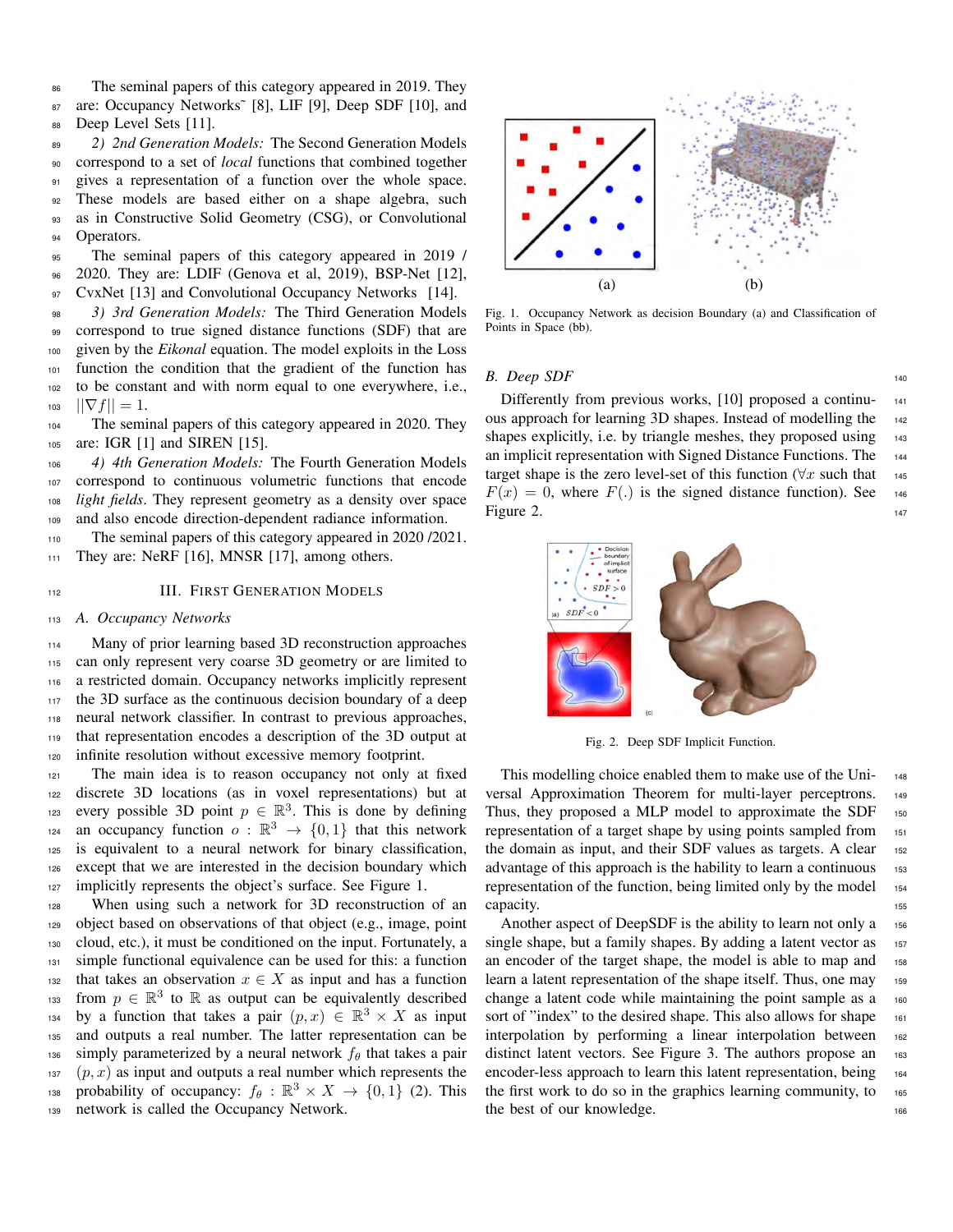The seminal papers of this category appeared in 2019. They are: Occupancy Networks˜ [8], LIF [9], Deep SDF [10], and Deep Level Sets [11].

*2) 2nd Generation Models:* The Second Generation Models correspond to a set of *local* functions that combined together gives a representation of a function over the whole space. These models are based either on a shape algebra, such as in Constructive Solid Geometry (CSG), or Convolutional Operators.

The seminal papers of this category appeared in 2019 / 2020. They are: LDIF (Genova et al, 2019), BSP-Net [12], CvxNet [13] and Convolutional Occupancy Networks [14].

*3) 3rd Generation Models:* The Third Generation Models correspond to true signed distance functions (SDF) that are given by the *Eikonal* equation. The model exploits in the Loss function the condition that the gradient of the function has to be constant and with norm equal to one everywhere, i.e., $||\nabla f|| = 1$.

The seminal papers of this category appeared in 2020. They are: IGR [1] and SIREN [15].

*4) 4th Generation Models:* The Fourth Generation Models correspond to continuous volumetric functions that encode *light fields*. They represent geometry as a density over space and also encode direction-dependent radiance information.

The seminal papers of this category appeared in 2020 /2021. They are: NeRF [16], MNSR [17], among others.

## III. First Generation Models

### A. Occupancy Networks

Many of prior learning based 3D reconstruction approaches can only represent very coarse 3D geometry or are limited to a restricted domain. Occupancy networks implicitly represent the 3D surface as the continuous decision boundary of a deep neural network classifier. In contrast to previous approaches, that representation encodes a description of the 3D output at infinite resolution without excessive memory footprint.

The main idea is to reason occupancy not only at fixed discrete 3D locations (as in voxel representations) but at every possible 3D point $p \in \mathbb{R}^3$. This is done by defining an occupancy function $o : \mathbb{R}^3 \to \{0, 1\}$ that this network is equivalent to a neural network for binary classification, except that we are interested in the decision boundary which implicitly represents the object's surface. See Figure 1.

When using such a network for 3D reconstruction of an object based on observations of that object (e.g., image, point cloud, etc.), it must be conditioned on the input. Fortunately, a simple functional equivalence can be used for this: a function that takes an observation $x \in X$ as input and has a function from $p \in \mathbb{R}^3$ to $\mathbb{R}$ as output can be equivalently described by a function that takes a pair $(p, x) \in \mathbb{R}^3 \times X$ as input and outputs a real number. The latter representation can be simply parameterized by a neural network $f_\theta$ that takes a pair $(p, x)$ as input and outputs a real number which represents the probability of occupancy: $f_\theta : \mathbb{R}^3 \times X \to \{0, 1\}$ (2). This network is called the Occupancy Network.

Fig. 1. Occupancy Network as decision Boundary (a) and Classification of Points in Space (bb).

### B. Deep SDF

Differently from previous works, [10] proposed a continuous approach for learning 3D shapes. Instead of modelling the shapes explicitly, i.e. by triangle meshes, they proposed using an implicit representation with Signed Distance Functions. The target shape is the zero level-set of this function ($\forall x$ such that $F(x) = 0$, where $F(.)$ is the signed distance function). See Figure 2.

Fig. 2. Deep SDF Implicit Function.

This modelling choice enabled them to make use of the Universal Approximation Theorem for multi-layer perceptrons. Thus, they proposed a MLP model to approximate the SDF representation of a target shape by using points sampled from the domain as input, and their SDF values as targets. A clear advantage of this approach is the hability to learn a continuous representation of the function, being limited only by the model capacity.

Another aspect of DeepSDF is the ability to learn not only a single shape, but a family shapes. By adding a latent vector as an encoder of the target shape, the model is able to map and learn a latent representation of the shape itself. Thus, one may change a latent code while maintaining the point sample as a sort of "index" to the desired shape. This also allows for shape interpolation by performing a linear interpolation between distinct latent vectors. See Figure 3. The authors propose an encoder-less approach to learn this latent representation, being the first work to do so in the graphics learning community, to the best of our knowledge.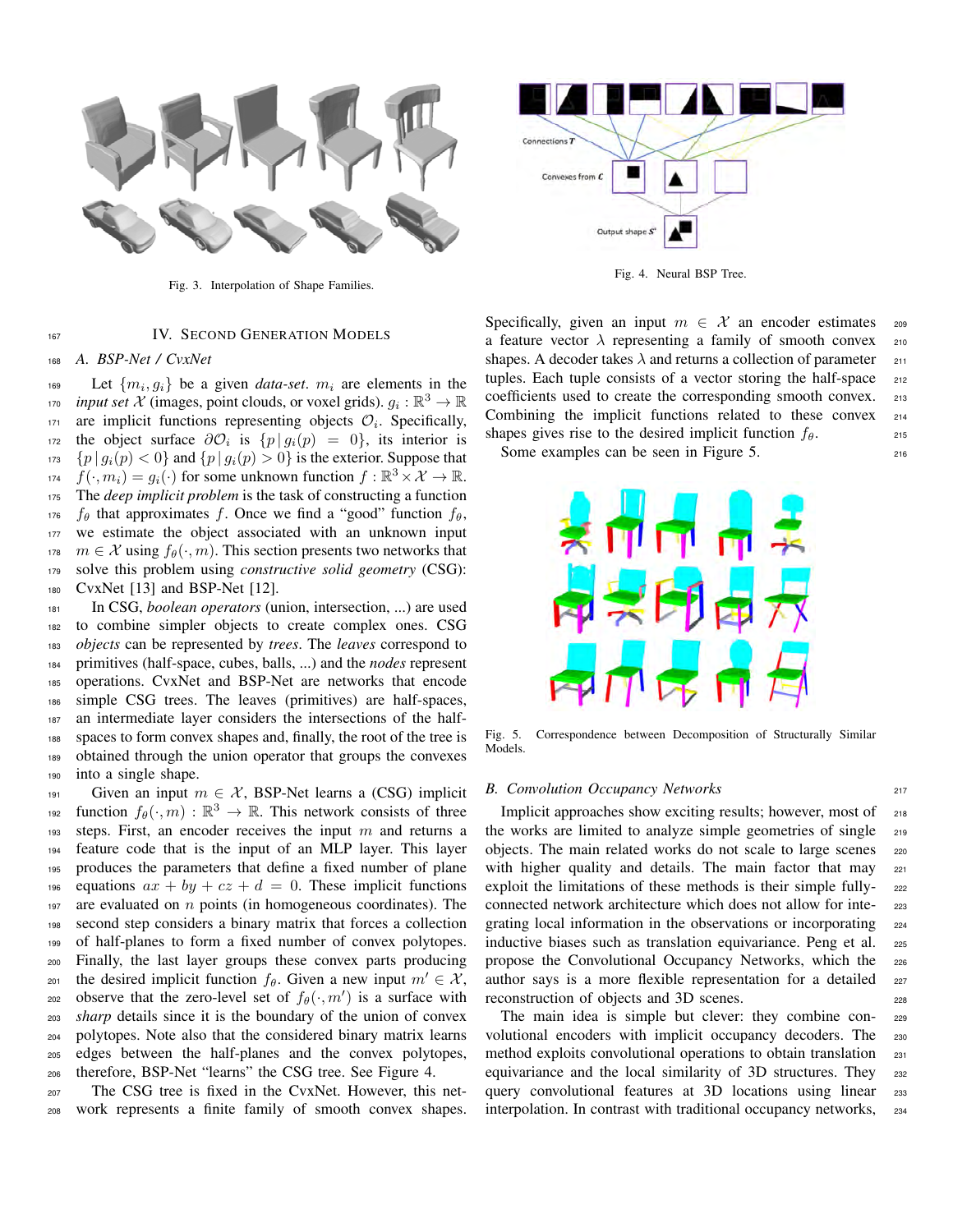Fig. 3. Interpolation of Shape Families.

Fig. 4. Neural BSP Tree.

## IV. Second Generation Models

### A. BSP-Net / CvxNet

Let $\{m_i, g_i\}$ be a given *data-set*. $m_i$ are elements in the *input set* $\mathcal{X}$ (images, point clouds, or voxel grids). $g_i : \mathbb{R}^3 \to \mathbb{R}$ are implicit functions representing objects $\mathcal{O}_i$. Specifically, the object surface $\partial\mathcal{O}_i$ is $\{p \,|\, g_i(p) = 0\}$, its interior is $\{p \,|\, g_i(p) < 0\}$ and $\{p \,|\, g_i(p) > 0\}$ is the exterior. Suppose that $f(\cdot, m_i) = g_i(\cdot)$ for some unknown function $f : \mathbb{R}^3 \times \mathcal{X} \to \mathbb{R}$. The *deep implicit problem* is the task of constructing a function $f_\theta$ that approximates $f$. Once we find a "good" function $f_\theta$, we estimate the object associated with an unknown input $m \in \mathcal{X}$ using $f_\theta(\cdot, m)$. This section presents two networks that solve this problem using *constructive solid geometry* (CSG): CvxNet [13] and BSP-Net [12].

In CSG, *boolean operators* (union, intersection, ...) are used to combine simpler objects to create complex ones. CSG *objects* can be represented by *trees*. The *leaves* correspond to primitives (half-space, cubes, balls, ...) and the *nodes* represent operations. CvxNet and BSP-Net are networks that encode simple CSG trees. The leaves (primitives) are half-spaces, an intermediate layer considers the intersections of the half-spaces to form convex shapes and, finally, the root of the tree is obtained through the union operator that groups the convexes into a single shape.

Given an input $m \in \mathcal{X}$, BSP-Net learns a (CSG) implicit function $f_\theta(\cdot, m) : \mathbb{R}^3 \to \mathbb{R}$. This network consists of three steps. First, an encoder receives the input $m$ and returns a feature code that is the input of an MLP layer. This layer produces the parameters that define a fixed number of plane equations $ax + by + cz + d = 0$. These implicit functions are evaluated on $n$ points (in homogeneous coordinates). The second step considers a binary matrix that forces a collection of half-planes to form a fixed number of convex polytopes. Finally, the last layer groups these convex parts producing the desired implicit function $f_\theta$. Given a new input $m' \in \mathcal{X}$, observe that the zero-level set of $f_\theta(\cdot, m')$ is a surface with *sharp* details since it is the boundary of the union of convex polytopes. Note also that the considered binary matrix learns edges between the half-planes and the convex polytopes, therefore, BSP-Net "learns" the CSG tree. See Figure 4.

The CSG tree is fixed in the CvxNet. However, this network represents a finite family of smooth convex shapes. Specifically, given an input $m \in \mathcal{X}$ an encoder estimates a feature vector $\lambda$ representing a family of smooth convex shapes. A decoder takes $\lambda$ and returns a collection of parameter tuples. Each tuple consists of a vector storing the half-space coefficients used to create the corresponding smooth convex. Combining the implicit functions related to these convex shapes gives rise to the desired implicit function $f_\theta$.

Some examples can be seen in Figure 5.

Fig. 5. Correspondence between Decomposition of Structurally Similar Models.

### B. Convolution Occupancy Networks

Implicit approaches show exciting results; however, most of the works are limited to analyze simple geometries of single objects. The main related works do not scale to large scenes with higher quality and details. The main factor that may exploit the limitations of these methods is their simple fully-connected network architecture which does not allow for integrating local information in the observations or incorporating inductive biases such as translation equivariance. Peng et al. propose the Convolutional Occupancy Networks, which the author says is a more flexible representation for a detailed reconstruction of objects and 3D scenes.

The main idea is simple but clever: they combine convolutional encoders with implicit occupancy decoders. The method exploits convolutional operations to obtain translation equivariance and the local similarity of 3D structures. They query convolutional features at 3D locations using linear interpolation. In contrast with traditional occupancy networks,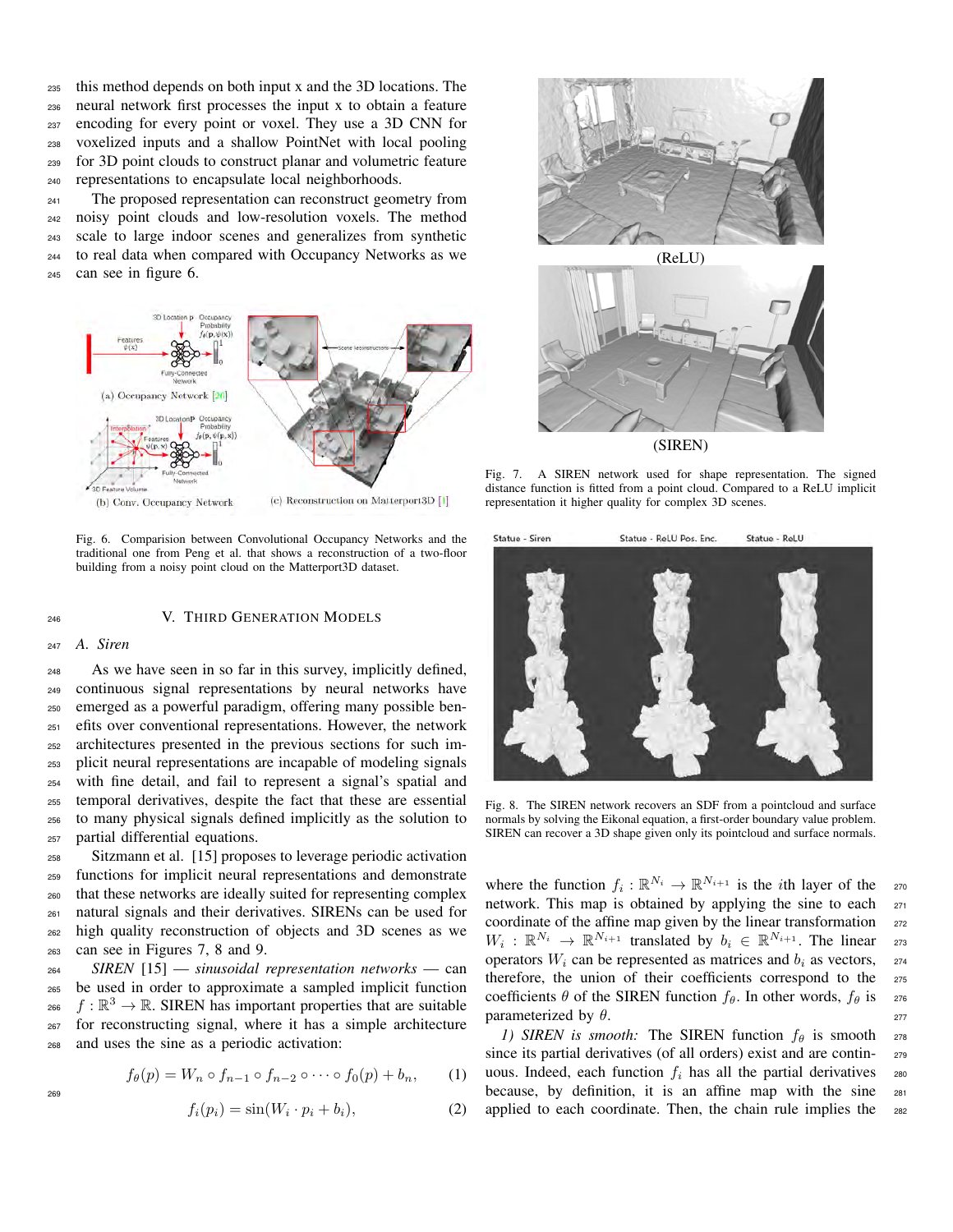this method depends on both input x and the 3D locations. The neural network first processes the input x to obtain a feature encoding for every point or voxel. They use a 3D CNN for voxelized inputs and a shallow PointNet with local pooling for 3D point clouds to construct planar and volumetric feature representations to encapsulate local neighborhoods.

The proposed representation can reconstruct geometry from noisy point clouds and low-resolution voxels. The method scale to large indoor scenes and generalizes from synthetic to real data when compared with Occupancy Networks as we can see in figure 6.

Fig. 6. Comparision between Convolutional Occupancy Networks and the traditional one from Peng et al. that shows a reconstruction of a two-floor building from a noisy point cloud on the Matterport3D dataset.

## V. Third Generation Models

### A. Siren

As we have seen in so far in this survey, implicitly defined, continuous signal representations by neural networks have emerged as a powerful paradigm, offering many possible benefits over conventional representations. However, the network architectures presented in the previous sections for such implicit neural representations are incapable of modeling signals with fine detail, and fail to represent a signal's spatial and temporal derivatives, despite the fact that these are essential to many physical signals defined implicitly as the solution to partial differential equations.

Sitzmann et al. [15] proposes to leverage periodic activation functions for implicit neural representations and demonstrate that these networks are ideally suited for representing complex natural signals and their derivatives. SIRENs can be used for high quality reconstruction of objects and 3D scenes as we can see in Figures 7, 8 and 9.

*SIREN* [15] — *sinusoidal representation networks* — can be used in order to approximate a sampled implicit function $f : \mathbb{R}^3 \to \mathbb{R}$. SIREN has important properties that are suitable for reconstructing signal, where it has a simple architecture and uses the sine as a periodic activation:

$$f_\theta(p) = W_n \circ f_{n-1} \circ f_{n-2} \circ \cdots \circ f_0(p) + b_n, \qquad (1)$$

$$f_i(p_i) = \sin(W_i \cdot p_i + b_i), \qquad (2)$$

Fig. 7. A SIREN network used for shape representation. The signed distance function is fitted from a point cloud. Compared to a ReLU implicit representation it higher quality for complex 3D scenes.

Fig. 8. The SIREN network recovers an SDF from a pointcloud and surface normals by solving the Eikonal equation, a first-order boundary value problem. SIREN can recover a 3D shape given only its pointcloud and surface normals.

where the function $f_i : \mathbb{R}^{N_i} \to \mathbb{R}^{N_{i+1}}$ is the $i$th layer of the network. This map is obtained by applying the sine to each coordinate of the affine map given by the linear transformation $W_i : \mathbb{R}^{N_i} \to \mathbb{R}^{N_{i+1}}$ translated by $b_i \in \mathbb{R}^{N_{i+1}}$. The linear operators $W_i$ can be represented as matrices and $b_i$ as vectors, therefore, the union of their coefficients correspond to the coefficients $\theta$ of the SIREN function $f_\theta$. In other words, $f_\theta$ is parameterized by $\theta$.

*1) SIREN is smooth:* The SIREN function $f_\theta$ is smooth since its partial derivatives (of all orders) exist and are continuous. Indeed, each function $f_i$ has all the partial derivatives because, by definition, it is an affine map with the sine applied to each coordinate. Then, the chain rule implies the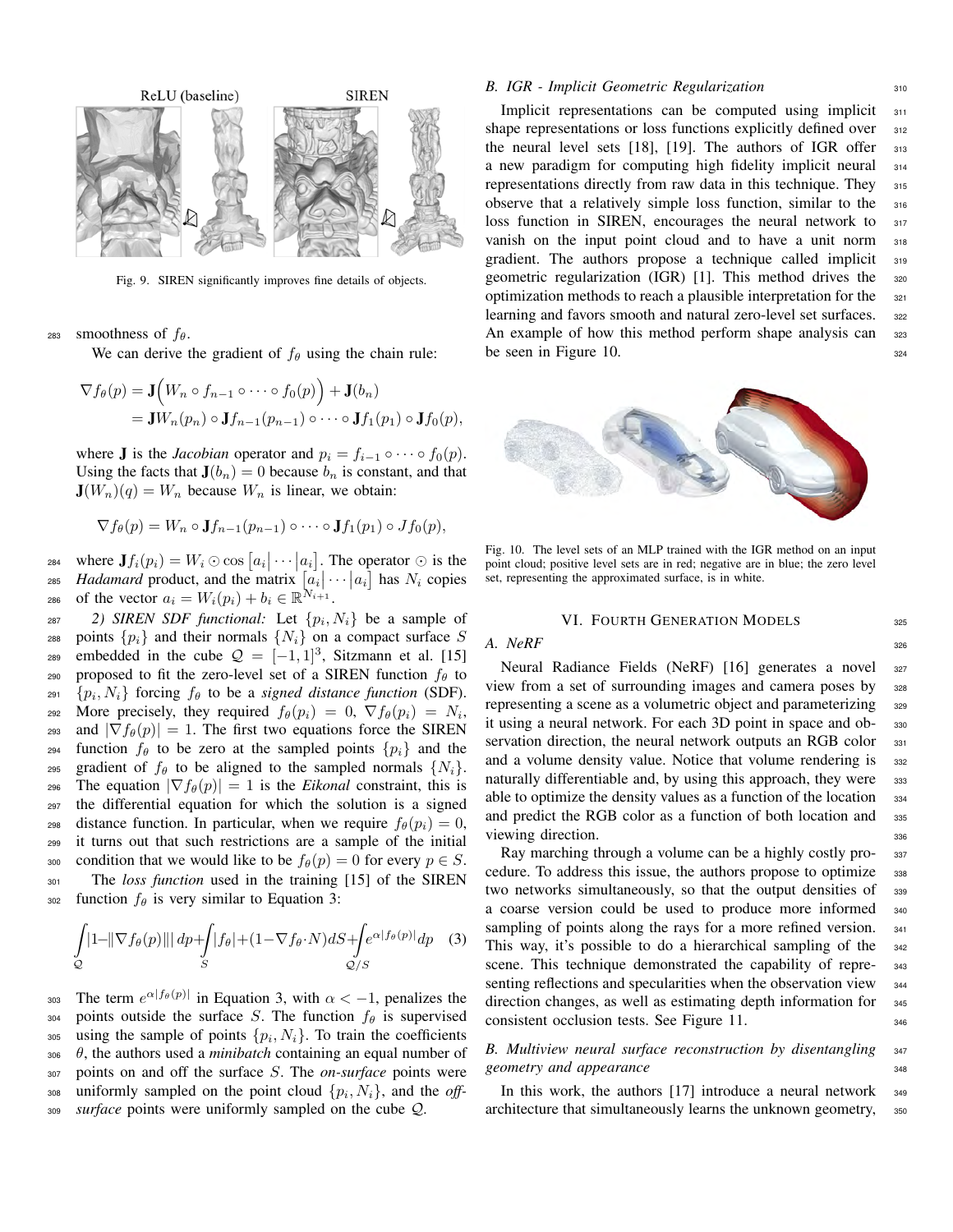Fig. 9. SIREN significantly improves fine details of objects.

smoothness of $f_\theta$.

We can derive the gradient of $f_\theta$ using the chain rule:

$$\nabla f_\theta(p) = \mathbf{J}\Big(W_n \circ f_{n-1} \circ \cdots \circ f_0(p)\Big) + \mathbf{J}(b_n)$$
$$= \mathbf{J}W_n(p_n) \circ \mathbf{J}f_{n-1}(p_{n-1}) \circ \cdots \circ \mathbf{J}f_1(p_1) \circ \mathbf{J}f_0(p),$$

where $\mathbf{J}$ is the *Jacobian* operator and $p_i = f_{i-1} \circ \cdots \circ f_0(p)$. Using the facts that $\mathbf{J}(b_n) = 0$ because $b_n$ is constant, and that $\mathbf{J}(W_n)(q) = W_n$ because $W_n$ is linear, we obtain:

$$\nabla f_\theta(p) = W_n \circ \mathbf{J}f_{n-1}(p_{n-1}) \circ \cdots \circ \mathbf{J}f_1(p_1) \circ Jf_0(p),$$

where $\mathbf{J}f_i(p_i) = W_i \odot \cos\left[a_i\middle|\cdots\middle|a_i\right]$. The operator $\odot$ is the *Hadamard* product, and the matrix $\left[a_i\middle|\cdots\middle|a_i\right]$ has $N_i$ copies of the vector $a_i = W_i(p_i) + b_i \in \mathbb{R}^{N_{i+1}}$.

*2) SIREN SDF functional:* Let $\{p_i, N_i\}$ be a sample of points $\{p_i\}$ and their normals $\{N_i\}$ on a compact surface $S$ embedded in the cube $\mathcal{Q} = [-1, 1]^3$, Sitzmann et al. [15] proposed to fit the zero-level set of a SIREN function $f_\theta$ to $\{p_i, N_i\}$ forcing $f_\theta$ to be a *signed distance function* (SDF). More precisely, they required $f_\theta(p_i) = 0$, $\nabla f_\theta(p_i) = N_i$, and $|\nabla f_\theta(p)| = 1$. The first two equations force the SIREN function $f_\theta$ to be zero at the sampled points $\{p_i\}$ and the gradient of $f_\theta$ to be aligned to the sampled normals $\{N_i\}$. The equation $|\nabla f_\theta(p)| = 1$ is the *Eikonal* constraint, this is the differential equation for which the solution is a signed distance function. In particular, when we require $f_\theta(p_i) = 0$, it turns out that such restrictions are a sample of the initial condition that we would like to be $f_\theta(p) = 0$ for every $p \in S$.

The *loss function* used in the training [15] of the SIREN function $f_\theta$ is very similar to Equation 3:

$$\int_{\mathcal{Q}} |1 - \|\nabla f_\theta(p)\|| \, dp + \int_S |f_\theta| + (1 - \nabla f_\theta \cdot N) dS + \int_{\mathcal{Q}/S} e^{\alpha |f_\theta(p)|} dp \quad (3)$$

The term $e^{\alpha|f_\theta(p)|}$ in Equation 3, with $\alpha < -1$, penalizes the points outside the surface $S$. The function $f_\theta$ is supervised using the sample of points $\{p_i, N_i\}$. To train the coefficients $\theta$, the authors used a *minibatch* containing an equal number of points on and off the surface $S$. The *on-surface* points were uniformly sampled on the point cloud $\{p_i, N_i\}$, and the *off-surface* points were uniformly sampled on the cube $\mathcal{Q}$.

### B. IGR - Implicit Geometric Regularization

Implicit representations can be computed using implicit shape representations or loss functions explicitly defined over the neural level sets [18], [19]. The authors of IGR offer a new paradigm for computing high fidelity implicit neural representations directly from raw data in this technique. They observe that a relatively simple loss function, similar to the loss function in SIREN, encourages the neural network to vanish on the input point cloud and to have a unit norm gradient. The authors propose a technique called implicit geometric regularization (IGR) [1]. This method drives the optimization methods to reach a plausible interpretation for the learning and favors smooth and natural zero-level set surfaces. An example of how this method perform shape analysis can be seen in Figure 10.

Fig. 10. The level sets of an MLP trained with the IGR method on an input point cloud; positive level sets are in red; negative are in blue; the zero level set, representing the approximated surface, is in white.

## VI. Fourth Generation Models

### A. NeRF

Neural Radiance Fields (NeRF) [16] generates a novel view from a set of surrounding images and camera poses by representing a scene as a volumetric object and parameterizing it using a neural network. For each 3D point in space and observation direction, the neural network outputs an RGB color and a volume density value. Notice that volume rendering is naturally differentiable and, by using this approach, they were able to optimize the density values as a function of the location and predict the RGB color as a function of both location and viewing direction.

Ray marching through a volume can be a highly costly procedure. To address this issue, the authors propose to optimize two networks simultaneously, so that the output densities of a coarse version could be used to produce more informed sampling of points along the rays for a more refined version. This way, it's possible to do a hierarchical sampling of the scene. This technique demonstrated the capability of representing reflections and specularities when the observation view direction changes, as well as estimating depth information for consistent occlusion tests. See Figure 11.

### B. Multiview neural surface reconstruction by disentangling geometry and appearance

In this work, the authors [17] introduce a neural network architecture that simultaneously learns the unknown geometry,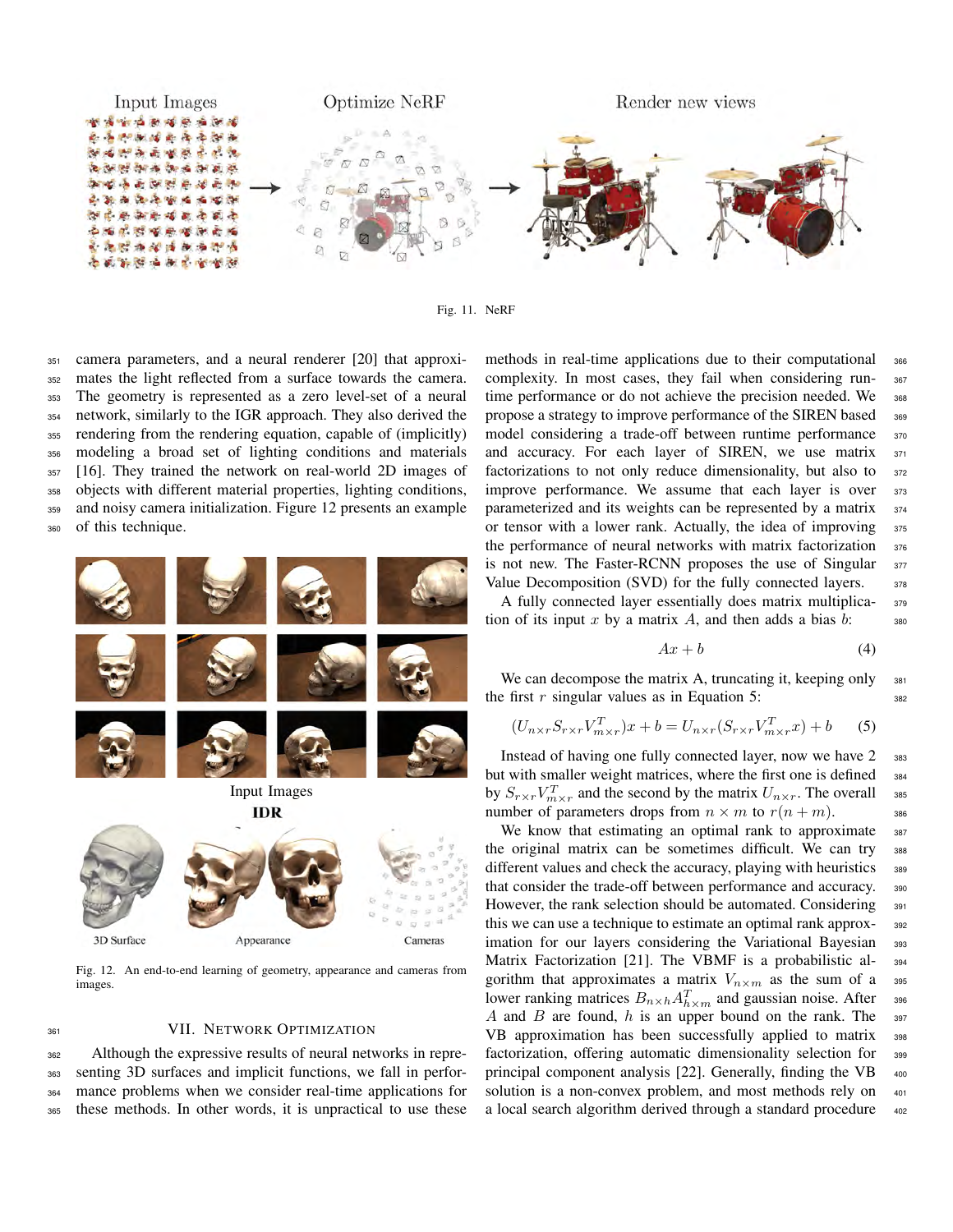Fig. 11. NeRF

camera parameters, and a neural renderer [20] that approximates the light reflected from a surface towards the camera. The geometry is represented as a zero level-set of a neural network, similarly to the IGR approach. They also derived the rendering from the rendering equation, capable of (implicitly) modeling a broad set of lighting conditions and materials [16]. They trained the network on real-world 2D images of objects with different material properties, lighting conditions, and noisy camera initialization. Figure 12 presents an example of this technique.

Fig. 12. An end-to-end learning of geometry, appearance and cameras from images.

## VII. Network Optimization

Although the expressive results of neural networks in representing 3D surfaces and implicit functions, we fall in performance problems when we consider real-time applications for these methods. In other words, it is unpractical to use these methods in real-time applications due to their computational complexity. In most cases, they fail when considering runtime performance or do not achieve the precision needed. We propose a strategy to improve performance of the SIREN based model considering a trade-off between runtime performance and accuracy. For each layer of SIREN, we use matrix factorizations to not only reduce dimensionality, but also to improve performance. We assume that each layer is over parameterized and its weights can be represented by a matrix or tensor with a lower rank. Actually, the idea of improving the performance of neural networks with matrix factorization is not new. The Faster-RCNN proposes the use of Singular Value Decomposition (SVD) for the fully connected layers.

A fully connected layer essentially does matrix multiplication of its input $x$ by a matrix $A$, and then adds a bias $b$:

$$Ax + b \tag{4}$$

We can decompose the matrix A, truncating it, keeping only the first $r$ singular values as in Equation 5:

$$(U_{n\times r}S_{r\times r}V^T_{m\times r})x + b = U_{n\times r}(S_{r\times r}V^T_{m\times r}x) + b \tag{5}$$

Instead of having one fully connected layer, now we have 2 but with smaller weight matrices, where the first one is defined by $S_{r\times r}V^T_{m\times r}$ and the second by the matrix $U_{n\times r}$. The overall number of parameters drops from $n \times m$ to $r(n + m)$.

We know that estimating an optimal rank to approximate the original matrix can be sometimes difficult. We can try different values and check the accuracy, playing with heuristics that consider the trade-off between performance and accuracy. However, the rank selection should be automated. Considering this we can use a technique to estimate an optimal rank approximation for our layers considering the Variational Bayesian Matrix Factorization [21]. The VBMF is a probabilistic algorithm that approximates a matrix $V_{n\times m}$ as the sum of a lower ranking matrices $B_{n\times h}A^T_{h\times m}$ and gaussian noise. After $A$ and $B$ are found, $h$ is an upper bound on the rank. The VB approximation has been successfully applied to matrix factorization, offering automatic dimensionality selection for principal component analysis [22]. Generally, finding the VB solution is a non-convex problem, and most methods rely on a local search algorithm derived through a standard procedure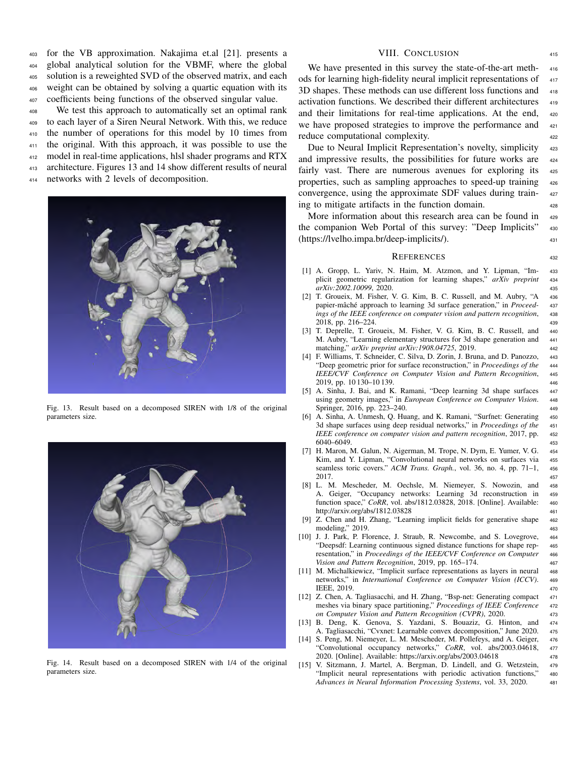for the VB approximation. Nakajima et.al [21]. presents a global analytical solution for the VBMF, where the global solution is a reweighted SVD of the observed matrix, and each weight can be obtained by solving a quartic equation with its coefficients being functions of the observed singular value.

We test this approach to automatically set an optimal rank to each layer of a Siren Neural Network. With this, we reduce the number of operations for this model by 10 times from the original. With this approach, it was possible to use the model in real-time applications, hlsl shader programs and RTX architecture. Figures 13 and 14 show different results of neural networks with 2 levels of decomposition.

Fig. 13. Result based on a decomposed SIREN with 1/8 of the original parameters size.

Fig. 14. Result based on a decomposed SIREN with 1/4 of the original parameters size.

## VIII. Conclusion

We have presented in this survey the state-of-the-art methods for learning high-fidelity neural implicit representations of 3D shapes. These methods can use different loss functions and activation functions. We described their different architectures and their limitations for real-time applications. At the end, we have proposed strategies to improve the performance and reduce computational complexity.

Due to Neural Implicit Representation's novelty, simplicity and impressive results, the possibilities for future works are fairly vast. There are numerous avenues for exploring its properties, such as sampling approaches to speed-up training convergence, using the approximate SDF values during training to mitigate artifacts in the function domain.

More information about this research area can be found in the companion Web Portal of this survey: "Deep Implicits" (https://lvelho.impa.br/deep-implicits/).

## References

[1] A. Gropp, L. Yariv, N. Haim, M. Atzmon, and Y. Lipman, "Implicit geometric regularization for learning shapes," *arXiv preprint arXiv:2002.10099*, 2020.

[2] T. Groueix, M. Fisher, V. G. Kim, B. C. Russell, and M. Aubry, "A papier-mâché approach to learning 3d surface generation," in *Proceedings of the IEEE conference on computer vision and pattern recognition*, 2018, pp. 216–224.

[3] T. Deprelle, T. Groueix, M. Fisher, V. G. Kim, B. C. Russell, and M. Aubry, "Learning elementary structures for 3d shape generation and matching," *arXiv preprint arXiv:1908.04725*, 2019.

[4] F. Williams, T. Schneider, C. Silva, D. Zorin, J. Bruna, and D. Panozzo, "Deep geometric prior for surface reconstruction," in *Proceedings of the IEEE/CVF Conference on Computer Vision and Pattern Recognition*, 2019, pp. 10 130–10 139.

[5] A. Sinha, J. Bai, and K. Ramani, "Deep learning 3d shape surfaces using geometry images," in *European Conference on Computer Vision*. Springer, 2016, pp. 223–240.

[6] A. Sinha, A. Unmesh, Q. Huang, and K. Ramani, "Surfnet: Generating 3d shape surfaces using deep residual networks," in *Proceedings of the IEEE conference on computer vision and pattern recognition*, 2017, pp. 6040–6049.

[7] H. Maron, M. Galun, N. Aigerman, M. Trope, N. Dym, E. Yumer, V. G. Kim, and Y. Lipman, "Convolutional neural networks on surfaces via seamless toric covers." *ACM Trans. Graph.*, vol. 36, no. 4, pp. 71–1, 2017.

[8] L. M. Mescheder, M. Oechsle, M. Niemeyer, S. Nowozin, and A. Geiger, "Occupancy networks: Learning 3d reconstruction in function space," *CoRR*, vol. abs/1812.03828, 2018. [Online]. Available: http://arxiv.org/abs/1812.03828

[9] Z. Chen and H. Zhang, "Learning implicit fields for generative shape modeling," 2019.

[10] J. J. Park, P. Florence, J. Straub, R. Newcombe, and S. Lovegrove, "Deepsdf: Learning continuous signed distance functions for shape representation," in *Proceedings of the IEEE/CVF Conference on Computer Vision and Pattern Recognition*, 2019, pp. 165–174.

[11] M. Michalkiewicz, "Implicit surface representations as layers in neural networks," in *International Conference on Computer Vision (ICCV)*. IEEE, 2019.

[12] Z. Chen, A. Tagliasacchi, and H. Zhang, "Bsp-net: Generating compact meshes via binary space partitioning," *Proceedings of IEEE Conference on Computer Vision and Pattern Recognition (CVPR)*, 2020.

[13] B. Deng, K. Genova, S. Yazdani, S. Bouaziz, G. Hinton, and A. Tagliasacchi, "Cvxnet: Learnable convex decomposition," June 2020.

[14] S. Peng, M. Niemeyer, L. M. Mescheder, M. Pollefeys, and A. Geiger, "Convolutional occupancy networks," *CoRR*, vol. abs/2003.04618, 2020. [Online]. Available: https://arxiv.org/abs/2003.04618

[15] V. Sitzmann, J. Martel, A. Bergman, D. Lindell, and G. Wetzstein, "Implicit neural representations with periodic activation functions," *Advances in Neural Information Processing Systems*, vol. 33, 2020.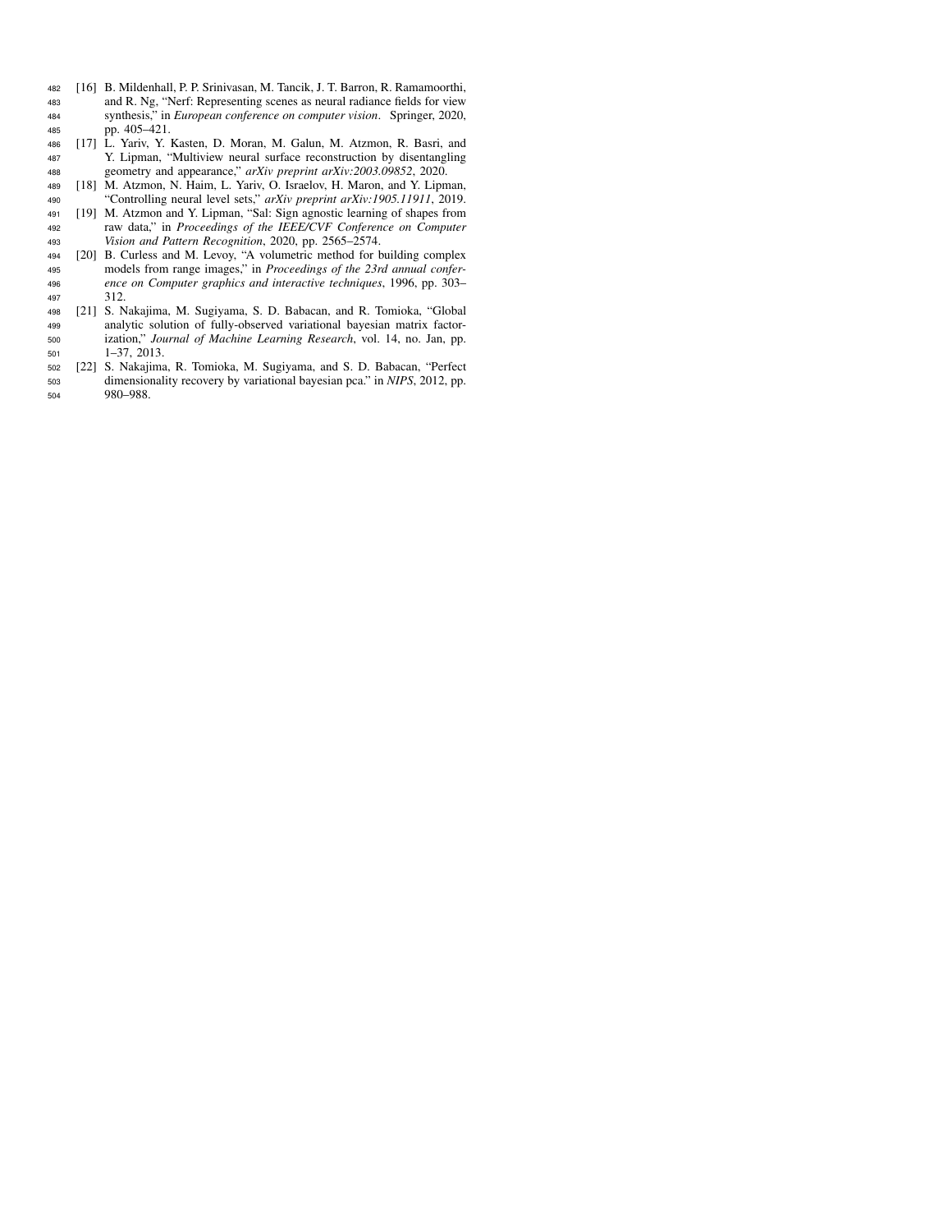[16] B. Mildenhall, P. P. Srinivasan, M. Tancik, J. T. Barron, R. Ramamoorthi, and R. Ng, "Nerf: Representing scenes as neural radiance fields for view synthesis," in *European conference on computer vision*. Springer, 2020, pp. 405–421.

[17] L. Yariv, Y. Kasten, D. Moran, M. Galun, M. Atzmon, R. Basri, and Y. Lipman, "Multiview neural surface reconstruction by disentangling geometry and appearance," *arXiv preprint arXiv:2003.09852*, 2020.

[18] M. Atzmon, N. Haim, L. Yariv, O. Israelov, H. Maron, and Y. Lipman, "Controlling neural level sets," *arXiv preprint arXiv:1905.11911*, 2019.

[19] M. Atzmon and Y. Lipman, "Sal: Sign agnostic learning of shapes from raw data," in *Proceedings of the IEEE/CVF Conference on Computer Vision and Pattern Recognition*, 2020, pp. 2565–2574.

[20] B. Curless and M. Levoy, "A volumetric method for building complex models from range images," in *Proceedings of the 23rd annual conference on Computer graphics and interactive techniques*, 1996, pp. 303–312.

[21] S. Nakajima, M. Sugiyama, S. D. Babacan, and R. Tomioka, "Global analytic solution of fully-observed variational bayesian matrix factorization," *Journal of Machine Learning Research*, vol. 14, no. Jan, pp. 1–37, 2013.

[22] S. Nakajima, R. Tomioka, M. Sugiyama, and S. D. Babacan, "Perfect dimensionality recovery by variational bayesian pca." in *NIPS*, 2012, pp. 980–988.